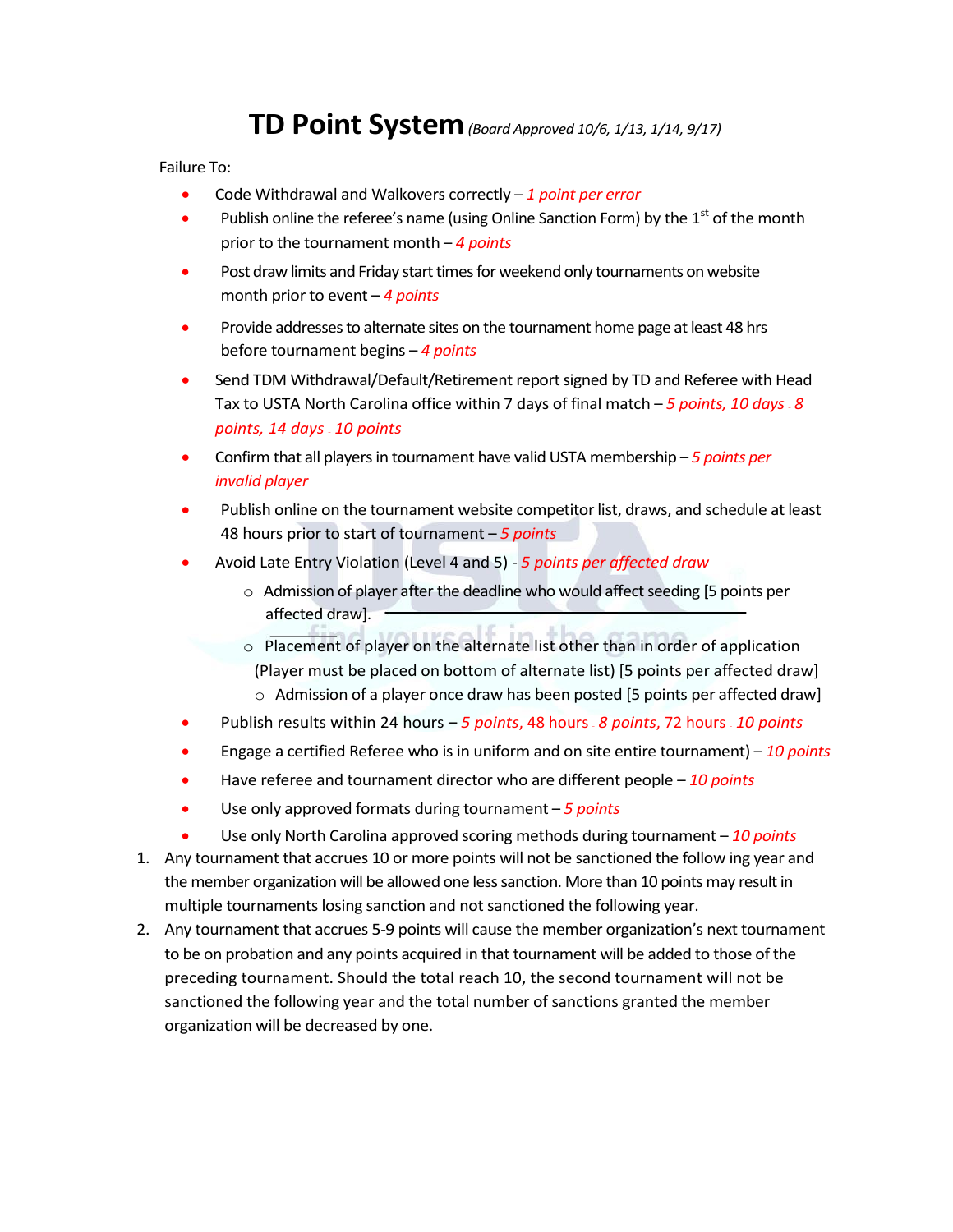# TD Point System *(Board Approved 10/6, 1/13, 1/14, 9/17)*

Failure To:

- Code Withdrawal and Walkovers correctly – *1 point per error*
- Publish online the referee's name (using Online Sanction Form) by the 1st of the month prior to the tournament month – *4 points*
- Post draw limits and Friday start times for weekend only tournaments on website month prior to event – *4 points*
- Provide addresses to alternate sites on the tournament home page at least 48 hrs before tournament begins – *4 points*
- Send TDM Withdrawal/Default/Retirement report signed by TD and Referee with Head Tax to USTA North Carolina office within 7 days of final match – *5 points, 10 days - 8 points, 14 days - 10 points*
- Confirm that all players in tournament have valid USTA membership – *5 points per invalid player*
- Publish online on the tournament website competitor list, draws, and schedule at least 48 hours prior to start of tournament – *5 points*
- Avoid Late Entry Violation (Level 4 and 5) - *5 points per affected draw*
  - Admission of player after the deadline who would affect seeding [5 points per affected draw].
  - Placement of player on the alternate list other than in order of application (Player must be placed on bottom of alternate list) [5 points per affected draw]
  - Admission of a player once draw has been posted [5 points per affected draw]
- Publish results within 24 hours – *5 points*, 48 hours - *8 points*, 72 hours - *10 points*
- Engage a certified Referee who is in uniform and on site entire tournament) – *10 points*
- Have referee and tournament director who are different people – *10 points*
- Use only approved formats during tournament – *5 points*
- Use only North Carolina approved scoring methods during tournament – *10 points*

1. Any tournament that accrues 10 or more points will not be sanctioned the follow ing year and the member organization will be allowed one less sanction. More than 10 points may result in multiple tournaments losing sanction and not sanctioned the following year.
2. Any tournament that accrues 5-9 points will cause the member organization's next tournament to be on probation and any points acquired in that tournament will be added to those of the preceding tournament. Should the total reach 10, the second tournament will not be sanctioned the following year and the total number of sanctions granted the member organization will be decreased by one.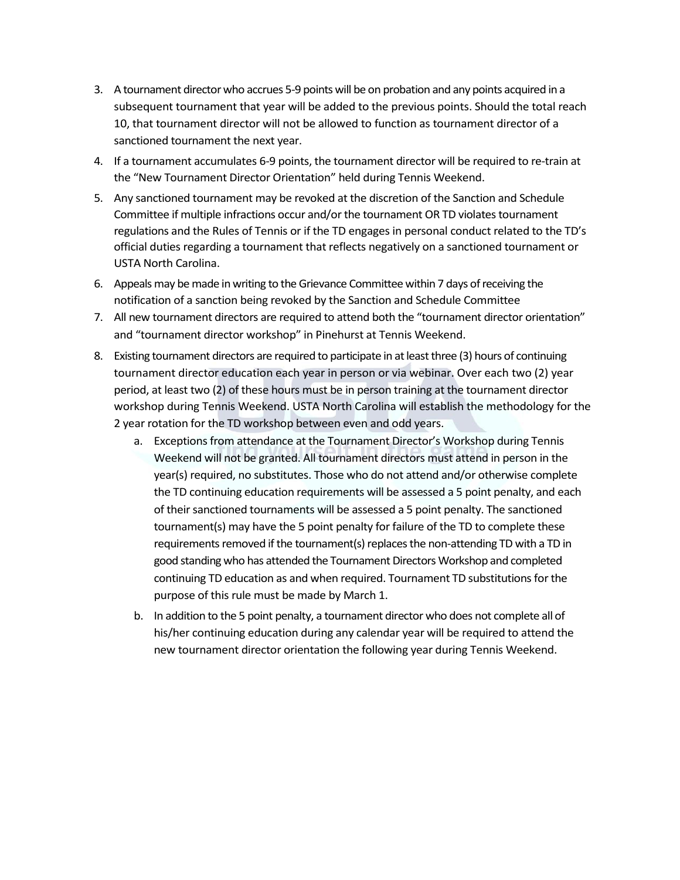3. A tournament director who accrues 5-9 points will be on probation and any points acquired in a subsequent tournament that year will be added to the previous points. Should the total reach 10, that tournament director will not be allowed to function as tournament director of a sanctioned tournament the next year.
4. If a tournament accumulates 6-9 points, the tournament director will be required to re-train at the "New Tournament Director Orientation" held during Tennis Weekend.
5. Any sanctioned tournament may be revoked at the discretion of the Sanction and Schedule Committee if multiple infractions occur and/or the tournament OR TD violates tournament regulations and the Rules of Tennis or if the TD engages in personal conduct related to the TD's official duties regarding a tournament that reflects negatively on a sanctioned tournament or USTA North Carolina.
6. Appeals may be made in writing to the Grievance Committee within 7 days of receiving the notification of a sanction being revoked by the Sanction and Schedule Committee
7. All new tournament directors are required to attend both the "tournament director orientation" and "tournament director workshop" in Pinehurst at Tennis Weekend.
8. Existing tournament directors are required to participate in at least three (3) hours of continuing tournament director education each year in person or via webinar. Over each two (2) year period, at least two (2) of these hours must be in person training at the tournament director workshop during Tennis Weekend. USTA North Carolina will establish the methodology for the 2 year rotation for the TD workshop between even and odd years.
    a. Exceptions from attendance at the Tournament Director's Workshop during Tennis Weekend will not be granted. All tournament directors must attend in person in the year(s) required, no substitutes. Those who do not attend and/or otherwise complete the TD continuing education requirements will be assessed a 5 point penalty, and each of their sanctioned tournaments will be assessed a 5 point penalty. The sanctioned tournament(s) may have the 5 point penalty for failure of the TD to complete these requirements removed if the tournament(s) replaces the non-attending TD with a TD in good standing who has attended the Tournament Directors Workshop and completed continuing TD education as and when required. Tournament TD substitutions for the purpose of this rule must be made by March 1.
    b. In addition to the 5 point penalty, a tournament director who does not complete all of his/her continuing education during any calendar year will be required to attend the new tournament director orientation the following year during Tennis Weekend.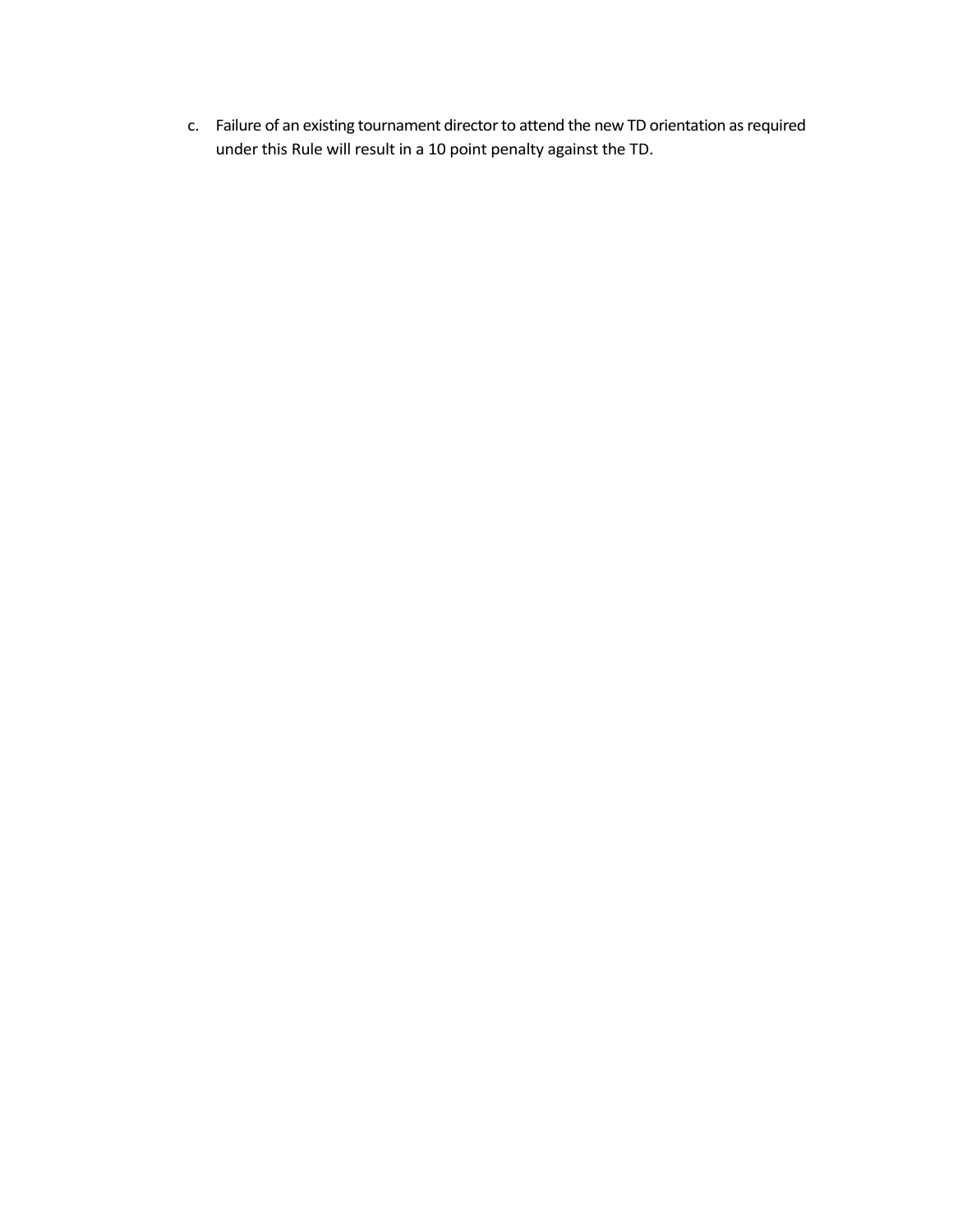c. Failure of an existing tournament director to attend the new TD orientation as required under this Rule will result in a 10 point penalty against the TD.